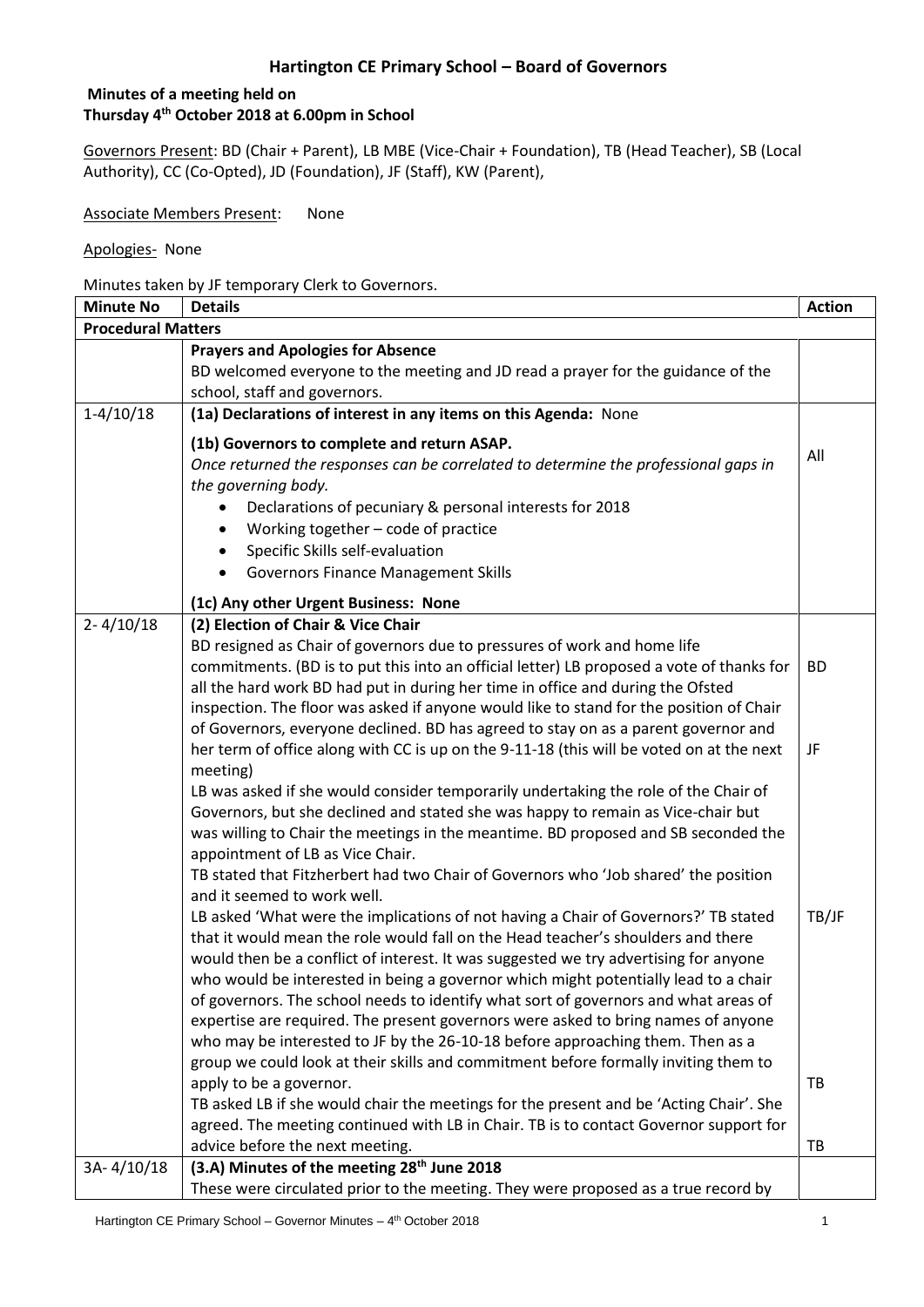## Hartington CE Primary School – Board of Governors

**Minutes of a meeting held on**
**Thursday 4th October 2018 at 6.00pm in School**

Governors Present: BD (Chair + Parent), LB MBE (Vice-Chair + Foundation), TB (Head Teacher), SB (Local Authority), CC (Co-Opted), JD (Foundation), JF (Staff), KW (Parent),

Associate Members Present: None

Apologies- None

Minutes taken by JF temporary Clerk to Governors.

| Minute No | Details | Action |
|---|---|---|
| **Procedural Matters** | | |
| | **Prayers and Apologies for Absence**<br>BD welcomed everyone to the meeting and JD read a prayer for the guidance of the school, staff and governors. | |
| 1-4/10/18 | **(1a) Declarations of interest in any items on this Agenda:** None<br><br>**(1b) Governors to complete and return ASAP.**<br>*Once returned the responses can be correlated to determine the professional gaps in the governing body.*<br>• Declarations of pecuniary & personal interests for 2018<br>• Working together – code of practice<br>• Specific Skills self-evaluation<br>• Governors Finance Management Skills<br><br>**(1c) Any other Urgent Business: None** | All |
| 2- 4/10/18 | **(2) Election of Chair & Vice Chair**<br>BD resigned as Chair of governors due to pressures of work and home life commitments. (BD is to put this into an official letter) LB proposed a vote of thanks for all the hard work BD had put in during her time in office and during the Ofsted inspection. The floor was asked if anyone would like to stand for the position of Chair of Governors, everyone declined. BD has agreed to stay on as a parent governor and her term of office along with CC is up on the 9-11-18 (this will be voted on at the next meeting)<br>LB was asked if she would consider temporarily undertaking the role of the Chair of Governors, but she declined and stated she was happy to remain as Vice-chair but was willing to Chair the meetings in the meantime. BD proposed and SB seconded the appointment of LB as Vice Chair.<br>TB stated that Fitzherbert had two Chair of Governors who 'Job shared' the position and it seemed to work well.<br>LB asked 'What were the implications of not having a Chair of Governors?' TB stated that it would mean the role would fall on the Head teacher's shoulders and there would then be a conflict of interest. It was suggested we try advertising for anyone who would be interested in being a governor which might potentially lead to a chair of governors. The school needs to identify what sort of governors and what areas of expertise are required. The present governors were asked to bring names of anyone who may be interested to JF by the 26-10-18 before approaching them. Then as a group we could look at their skills and commitment before formally inviting them to apply to be a governor.<br>TB asked LB if she would chair the meetings for the present and be 'Acting Chair'. She agreed. The meeting continued with LB in Chair. TB is to contact Governor support for advice before the next meeting. | BD<br><br>JF<br><br>TB/JF<br><br>TB<br><br>TB |
| 3A- 4/10/18 | **(3.A) Minutes of the meeting 28th June 2018**<br>These were circulated prior to the meeting. They were proposed as a true record by | |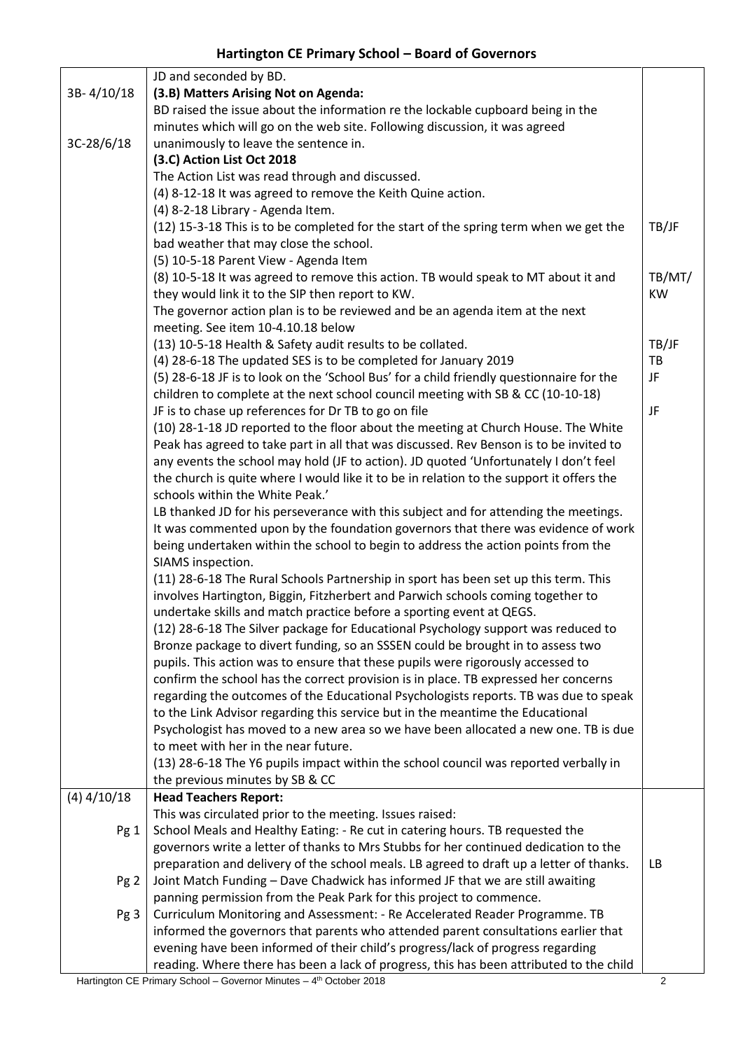## Hartington CE Primary School – Board of Governors

| | | |
|---|---|---|
| | JD and seconded by BD. | |
| 3B- 4/10/18 | **(3.B) Matters Arising Not on Agenda:**<br>BD raised the issue about the information re the lockable cupboard being in the minutes which will go on the web site. Following discussion, it was agreed unanimously to leave the sentence in. | |
| 3C-28/6/18 | **(3.C) Action List Oct 2018**<br>The Action List was read through and discussed.<br>(4) 8-12-18 It was agreed to remove the Keith Quine action.<br>(4) 8-2-18 Library - Agenda Item.<br>(12) 15-3-18 This is to be completed for the start of the spring term when we get the bad weather that may close the school.<br>(5) 10-5-18 Parent View - Agenda Item<br>(8) 10-5-18 It was agreed to remove this action. TB would speak to MT about it and they would link it to the SIP then report to KW.<br>The governor action plan is to be reviewed and be an agenda item at the next meeting. See item 10-4.10.18 below<br>(13) 10-5-18 Health & Safety audit results to be collated.<br>(4) 28-6-18 The updated SES is to be completed for January 2019<br>(5) 28-6-18 JF is to look on the 'School Bus' for a child friendly questionnaire for the children to complete at the next school council meeting with SB & CC (10-10-18)<br>JF is to chase up references for Dr TB to go on file<br>(10) 28-1-18 JD reported to the floor about the meeting at Church House. The White Peak has agreed to take part in all that was discussed. Rev Benson is to be invited to any events the school may hold (JF to action). JD quoted 'Unfortunately I don't feel the church is quite where I would like it to be in relation to the support it offers the schools within the White Peak.'<br>LB thanked JD for his perseverance with this subject and for attending the meetings. It was commented upon by the foundation governors that there was evidence of work being undertaken within the school to begin to address the action points from the SIAMS inspection.<br>(11) 28-6-18 The Rural Schools Partnership in sport has been set up this term. This involves Hartington, Biggin, Fitzherbert and Parwich schools coming together to undertake skills and match practice before a sporting event at QEGS.<br>(12) 28-6-18 The Silver package for Educational Psychology support was reduced to Bronze package to divert funding, so an SSSEN could be brought in to assess two pupils. This action was to ensure that these pupils were rigorously accessed to confirm the school has the correct provision is in place. TB expressed her concerns regarding the outcomes of the Educational Psychologists reports. TB was due to speak to the Link Advisor regarding this service but in the meantime the Educational Psychologist has moved to a new area so we have been allocated a new one. TB is due to meet with her in the near future.<br>(13) 28-6-18 The Y6 pupils impact within the school council was reported verbally in the previous minutes by SB & CC | TB/JF<br><br>TB/MT/ KW<br><br>TB/JF<br>TB<br>JF<br><br>JF |
| (4) 4/10/18<br><br>Pg 1<br><br>Pg 2<br><br>Pg 3 | **Head Teachers Report:**<br>This was circulated prior to the meeting. Issues raised:<br>School Meals and Healthy Eating: - Re cut in catering hours. TB requested the governors write a letter of thanks to Mrs Stubbs for her continued dedication to the preparation and delivery of the school meals. LB agreed to draft up a letter of thanks.<br>Joint Match Funding – Dave Chadwick has informed JF that we are still awaiting panning permission from the Peak Park for this project to commence.<br>Curriculum Monitoring and Assessment: - Re Accelerated Reader Programme. TB informed the governors that parents who attended parent consultations earlier that evening have been informed of their child's progress/lack of progress regarding reading. Where there has been a lack of progress, this has been attributed to the child | <br><br><br>LB |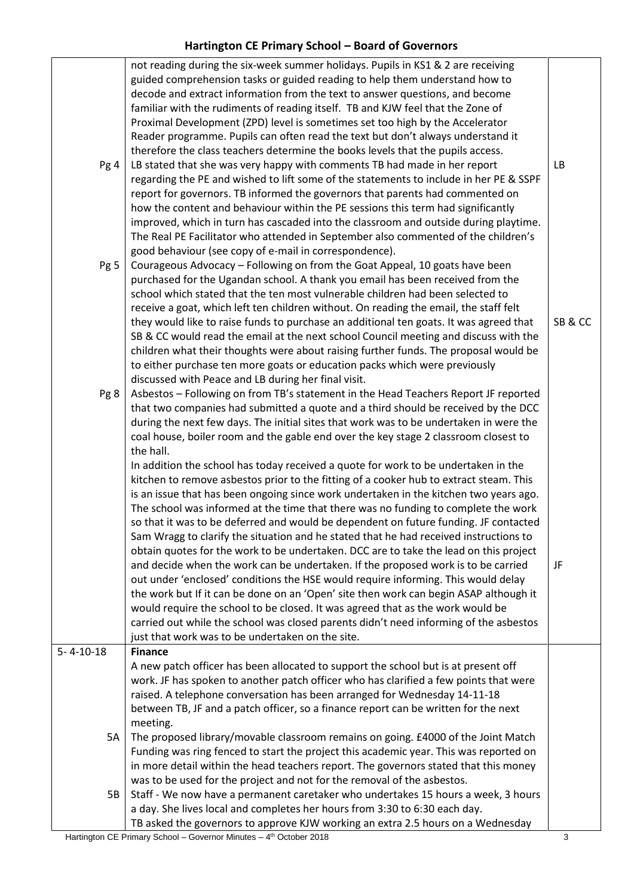| | | |
|---|---|---|
| | not reading during the six-week summer holidays. Pupils in KS1 & 2 are receiving guided comprehension tasks or guided reading to help them understand how to decode and extract information from the text to answer questions, and become familiar with the rudiments of reading itself. TB and KJW feel that the Zone of Proximal Development (ZPD) level is sometimes set too high by the Accelerator Reader programme. Pupils can often read the text but don't always understand it therefore the class teachers determine the books levels that the pupils access. | |
| Pg 4 | LB stated that she was very happy with comments TB had made in her report regarding the PE and wished to lift some of the statements to include in her PE & SSPF report for governors. TB informed the governors that parents had commented on how the content and behaviour within the PE sessions this term had significantly improved, which in turn has cascaded into the classroom and outside during playtime. The Real PE Facilitator who attended in September also commented of the children's good behaviour (see copy of e-mail in correspondence). | LB |
| Pg 5 | Courageous Advocacy – Following on from the Goat Appeal, 10 goats have been purchased for the Ugandan school. A thank you email has been received from the school which stated that the ten most vulnerable children had been selected to receive a goat, which left ten children without. On reading the email, the staff felt they would like to raise funds to purchase an additional ten goats. It was agreed that SB & CC would read the email at the next school Council meeting and discuss with the children what their thoughts were about raising further funds. The proposal would be to either purchase ten more goats or education packs which were previously discussed with Peace and LB during her final visit. | SB & CC |
| Pg 8 | Asbestos – Following on from TB's statement in the Head Teachers Report JF reported that two companies had submitted a quote and a third should be received by the DCC during the next few days. The initial sites that work was to be undertaken in were the coal house, boiler room and the gable end over the key stage 2 classroom closest to the hall.<br>In addition the school has today received a quote for work to be undertaken in the kitchen to remove asbestos prior to the fitting of a cooker hub to extract steam. This is an issue that has been ongoing since work undertaken in the kitchen two years ago. The school was informed at the time that there was no funding to complete the work so that it was to be deferred and would be dependent on future funding. JF contacted Sam Wragg to clarify the situation and he stated that he had received instructions to obtain quotes for the work to be undertaken. DCC are to take the lead on this project and decide when the work can be undertaken. If the proposed work is to be carried out under 'enclosed' conditions the HSE would require informing. This would delay the work but If it can be done on an 'Open' site then work can begin ASAP although it would require the school to be closed. It was agreed that as the work would be carried out while the school was closed parents didn't need informing of the asbestos just that work was to be undertaken on the site. | JF |
| 5- 4-10-18 | **Finance**<br>A new patch officer has been allocated to support the school but is at present off work. JF has spoken to another patch officer who has clarified a few points that were raised. A telephone conversation has been arranged for Wednesday 14-11-18 between TB, JF and a patch officer, so a finance report can be written for the next meeting. | |
| 5A | The proposed library/movable classroom remains on going. £4000 of the Joint Match Funding was ring fenced to start the project this academic year. This was reported on in more detail within the head teachers report. The governors stated that this money was to be used for the project and not for the removal of the asbestos. | |
| 5B | Staff - We now have a permanent caretaker who undertakes 15 hours a week, 3 hours a day. She lives local and completes her hours from 3:30 to 6:30 each day.<br>TB asked the governors to approve KJW working an extra 2.5 hours on a Wednesday | |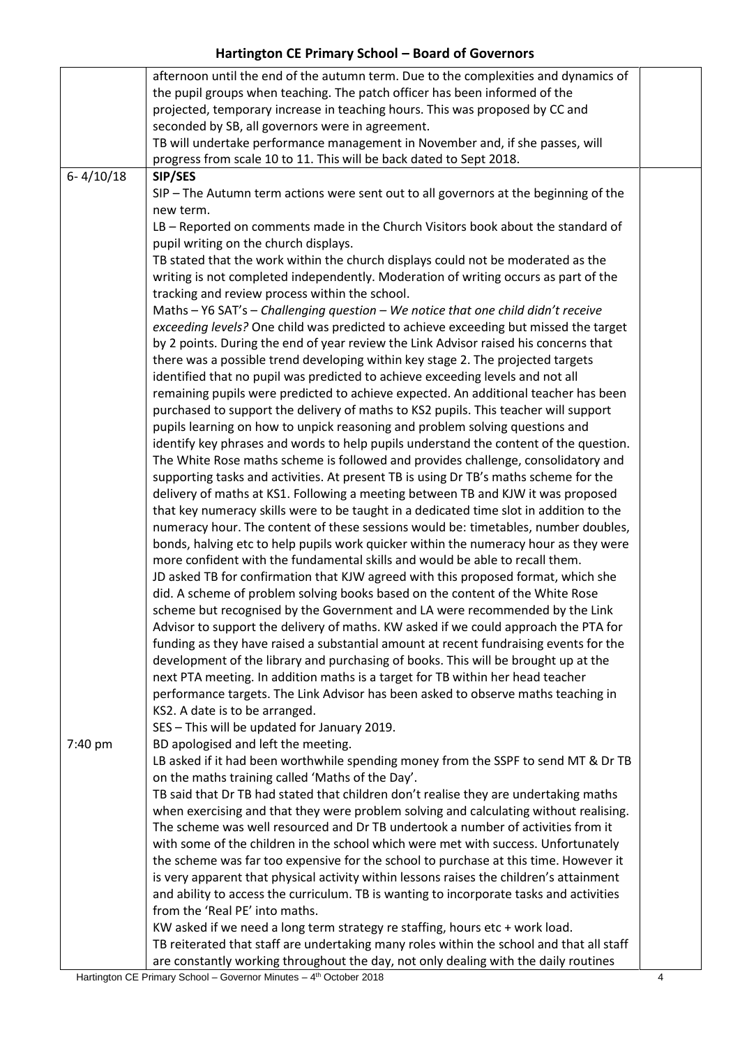| | | |
|---|---|---|
| | afternoon until the end of the autumn term. Due to the complexities and dynamics of the pupil groups when teaching. The patch officer has been informed of the projected, temporary increase in teaching hours. This was proposed by CC and seconded by SB, all governors were in agreement.<br>TB will undertake performance management in November and, if she passes, will progress from scale 10 to 11. This will be back dated to Sept 2018. | |
| 6- 4/10/18 | **SIP/SES**<br>SIP – The Autumn term actions were sent out to all governors at the beginning of the new term.<br>LB – Reported on comments made in the Church Visitors book about the standard of pupil writing on the church displays.<br>TB stated that the work within the church displays could not be moderated as the writing is not completed independently. Moderation of writing occurs as part of the tracking and review process within the school.<br>Maths – Y6 SAT's – *Challenging question – We notice that one child didn't receive exceeding levels?* One child was predicted to achieve exceeding but missed the target by 2 points. During the end of year review the Link Advisor raised his concerns that there was a possible trend developing within key stage 2. The projected targets identified that no pupil was predicted to achieve exceeding levels and not all remaining pupils were predicted to achieve expected. An additional teacher has been purchased to support the delivery of maths to KS2 pupils. This teacher will support pupils learning on how to unpick reasoning and problem solving questions and identify key phrases and words to help pupils understand the content of the question. The White Rose maths scheme is followed and provides challenge, consolidatory and supporting tasks and activities. At present TB is using Dr TB's maths scheme for the delivery of maths at KS1. Following a meeting between TB and KJW it was proposed that key numeracy skills were to be taught in a dedicated time slot in addition to the numeracy hour. The content of these sessions would be: timetables, number doubles, bonds, halving etc to help pupils work quicker within the numeracy hour as they were more confident with the fundamental skills and would be able to recall them.<br>JD asked TB for confirmation that KJW agreed with this proposed format, which she did. A scheme of problem solving books based on the content of the White Rose scheme but recognised by the Government and LA were recommended by the Link Advisor to support the delivery of maths. KW asked if we could approach the PTA for funding as they have raised a substantial amount at recent fundraising events for the development of the library and purchasing of books. This will be brought up at the next PTA meeting. In addition maths is a target for TB within her head teacher performance targets. The Link Advisor has been asked to observe maths teaching in KS2. A date is to be arranged.<br>SES – This will be updated for January 2019. | |
| 7:40 pm | BD apologised and left the meeting.<br>LB asked if it had been worthwhile spending money from the SSPF to send MT & Dr TB on the maths training called 'Maths of the Day'.<br>TB said that Dr TB had stated that children don't realise they are undertaking maths when exercising and that they were problem solving and calculating without realising. The scheme was well resourced and Dr TB undertook a number of activities from it with some of the children in the school which were met with success. Unfortunately the scheme was far too expensive for the school to purchase at this time. However it is very apparent that physical activity within lessons raises the children's attainment and ability to access the curriculum. TB is wanting to incorporate tasks and activities from the 'Real PE' into maths.<br>KW asked if we need a long term strategy re staffing, hours etc + work load.<br>TB reiterated that staff are undertaking many roles within the school and that all staff are constantly working throughout the day, not only dealing with the daily routines | |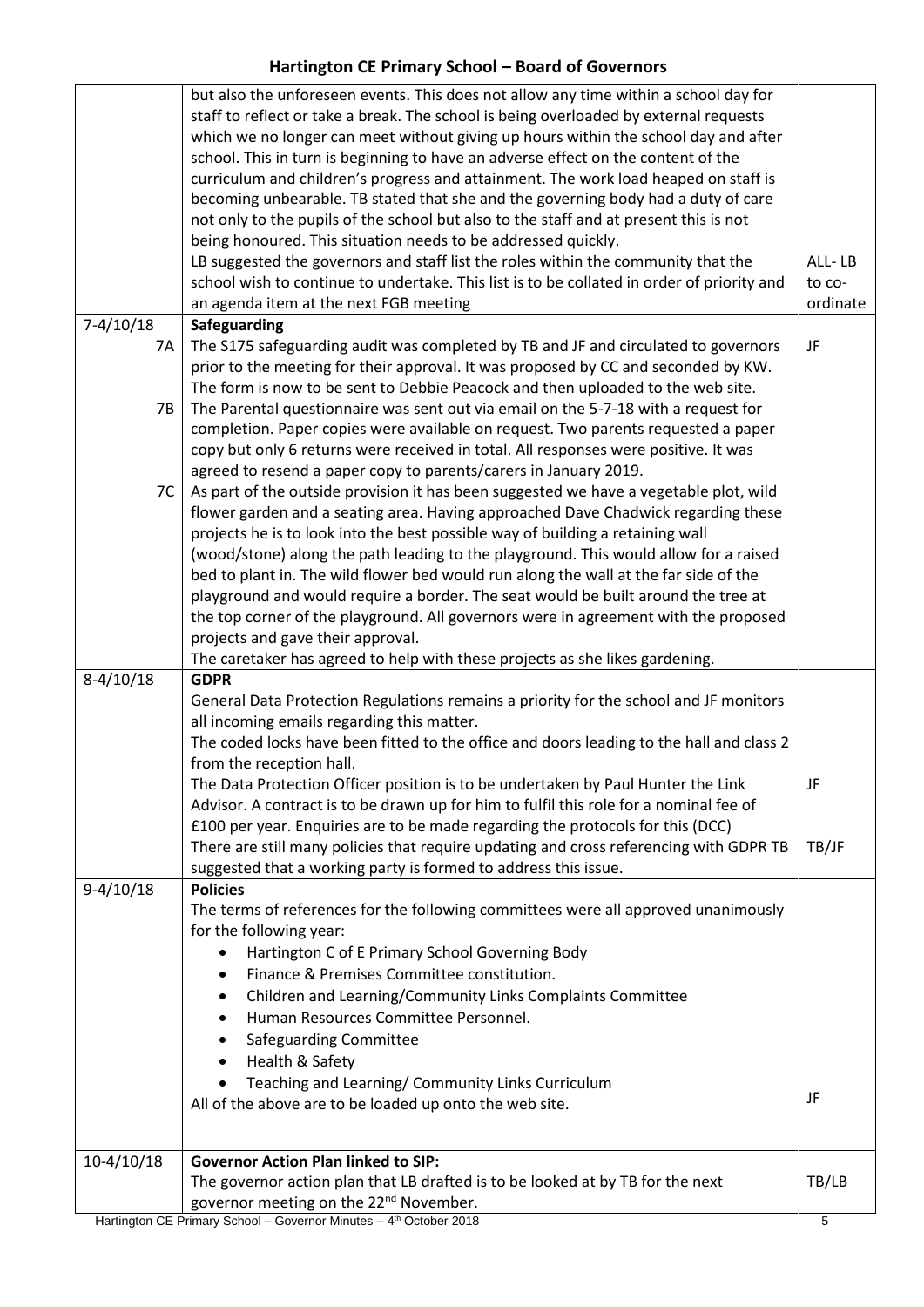| | | |
|---|---|---|
| | but also the unforeseen events. This does not allow any time within a school day for staff to reflect or take a break. The school is being overloaded by external requests which we no longer can meet without giving up hours within the school day and after school. This in turn is beginning to have an adverse effect on the content of the curriculum and children's progress and attainment. The work load heaped on staff is becoming unbearable. TB stated that she and the governing body had a duty of care not only to the pupils of the school but also to the staff and at present this is not being honoured. This situation needs to be addressed quickly.<br>LB suggested the governors and staff list the roles within the community that the school wish to continue to undertake. This list is to be collated in order of priority and an agenda item at the next FGB meeting | ALL- LB to co-ordinate |
| 7-4/10/18 | **Safeguarding** | |
| 7A | The S175 safeguarding audit was completed by TB and JF and circulated to governors prior to the meeting for their approval. It was proposed by CC and seconded by KW. The form is now to be sent to Debbie Peacock and then uploaded to the web site. | JF |
| 7B | The Parental questionnaire was sent out via email on the 5-7-18 with a request for completion. Paper copies were available on request. Two parents requested a paper copy but only 6 returns were received in total. All responses were positive. It was agreed to resend a paper copy to parents/carers in January 2019. | |
| 7C | As part of the outside provision it has been suggested we have a vegetable plot, wild flower garden and a seating area. Having approached Dave Chadwick regarding these projects he is to look into the best possible way of building a retaining wall (wood/stone) along the path leading to the playground. This would allow for a raised bed to plant in. The wild flower bed would run along the wall at the far side of the playground and would require a border. The seat would be built around the tree at the top corner of the playground. All governors were in agreement with the proposed projects and gave their approval.<br>The caretaker has agreed to help with these projects as she likes gardening. | |
| 8-4/10/18 | **GDPR**<br>General Data Protection Regulations remains a priority for the school and JF monitors all incoming emails regarding this matter.<br>The coded locks have been fitted to the office and doors leading to the hall and class 2 from the reception hall.<br>The Data Protection Officer position is to be undertaken by Paul Hunter the Link Advisor. A contract is to be drawn up for him to fulfil this role for a nominal fee of £100 per year. Enquiries are to be made regarding the protocols for this (DCC)<br>There are still many policies that require updating and cross referencing with GDPR TB suggested that a working party is formed to address this issue. | JF<br><br>TB/JF |
| 9-4/10/18 | **Policies**<br>The terms of references for the following committees were all approved unanimously for the following year:<br>• Hartington C of E Primary School Governing Body<br>• Finance & Premises Committee constitution.<br>• Children and Learning/Community Links Complaints Committee<br>• Human Resources Committee Personnel.<br>• Safeguarding Committee<br>• Health & Safety<br>• Teaching and Learning/ Community Links Curriculum<br>All of the above are to be loaded up onto the web site. | JF |
| 10-4/10/18 | **Governor Action Plan linked to SIP:**<br>The governor action plan that LB drafted is to be looked at by TB for the next governor meeting on the 22nd November. | TB/LB |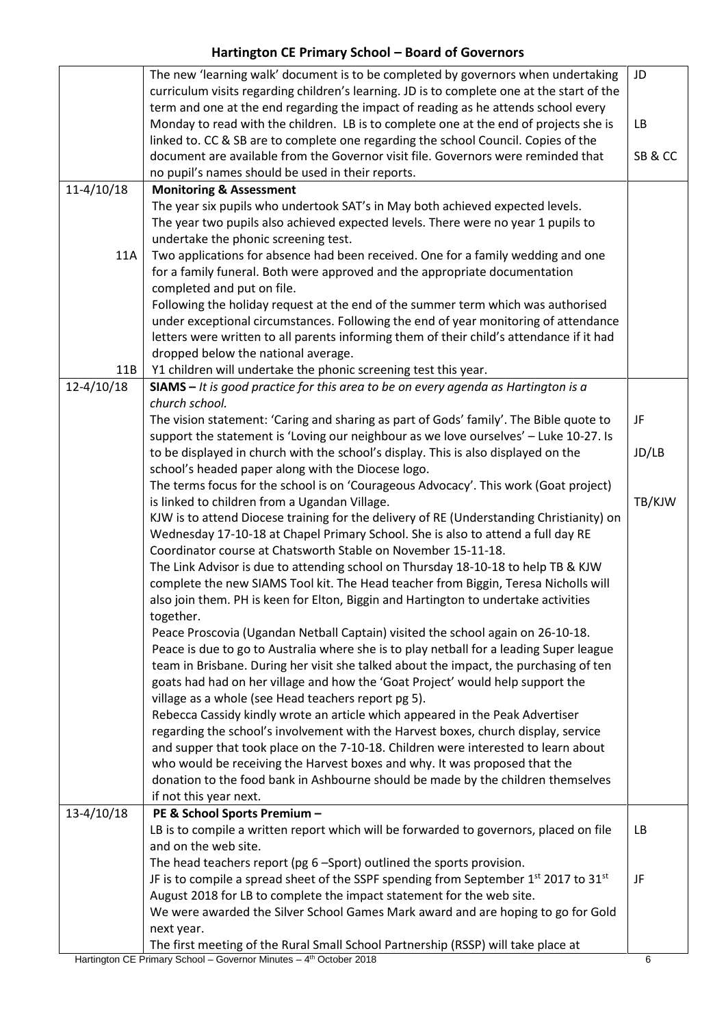# Hartington CE Primary School – Board of Governors

| | | |
|---|---|---|
| | The new 'learning walk' document is to be completed by governors when undertaking curriculum visits regarding children's learning. JD is to complete one at the start of the term and one at the end regarding the impact of reading as he attends school every Monday to read with the children. LB is to complete one at the end of projects she is linked to. CC & SB are to complete one regarding the school Council. Copies of the document are available from the Governor visit file. Governors were reminded that no pupil's names should be used in their reports. | JD<br><br>LB<br><br>SB & CC |
| 11-4/10/18<br><br><br><br>11A<br><br><br><br><br><br><br><br>11B | **Monitoring & Assessment**<br>The year six pupils who undertook SAT's in May both achieved expected levels. The year two pupils also achieved expected levels. There were no year 1 pupils to undertake the phonic screening test.<br>Two applications for absence had been received. One for a family wedding and one for a family funeral. Both were approved and the appropriate documentation completed and put on file.<br>Following the holiday request at the end of the summer term which was authorised under exceptional circumstances. Following the end of year monitoring of attendance letters were written to all parents informing them of their child's attendance if it had dropped below the national average.<br>Y1 children will undertake the phonic screening test this year. | |
| 12-4/10/18 | **SIAMS –** *It is good practice for this area to be on every agenda as Hartington is a church school.*<br>The vision statement: 'Caring and sharing as part of Gods' family'. The Bible quote to support the statement is 'Loving our neighbour as we love ourselves' – Luke 10-27. Is to be displayed in church with the school's display. This is also displayed on the school's headed paper along with the Diocese logo.<br>The terms focus for the school is on 'Courageous Advocacy'. This work (Goat project) is linked to children from a Ugandan Village.<br>KJW is to attend Diocese training for the delivery of RE (Understanding Christianity) on Wednesday 17-10-18 at Chapel Primary School. She is also to attend a full day RE Coordinator course at Chatsworth Stable on November 15-11-18.<br>The Link Advisor is due to attending school on Thursday 18-10-18 to help TB & KJW complete the new SIAMS Tool kit. The Head teacher from Biggin, Teresa Nicholls will also join them. PH is keen for Elton, Biggin and Hartington to undertake activities together.<br>Peace Proscovia (Ugandan Netball Captain) visited the school again on 26-10-18. Peace is due to go to Australia where she is to play netball for a leading Super league team in Brisbane. During her visit she talked about the impact, the purchasing of ten goats had had on her village and how the 'Goat Project' would help support the village as a whole (see Head teachers report pg 5).<br>Rebecca Cassidy kindly wrote an article which appeared in the Peak Advertiser regarding the school's involvement with the Harvest boxes, church display, service and supper that took place on the 7-10-18. Children were interested to learn about who would be receiving the Harvest boxes and why. It was proposed that the donation to the food bank in Ashbourne should be made by the children themselves if not this year next. | JF<br><br>JD/LB<br><br>TB/KJW |
| 13-4/10/18 | **PE & School Sports Premium –**<br>LB is to compile a written report which will be forwarded to governors, placed on file and on the web site.<br>The head teachers report (pg 6 –Sport) outlined the sports provision.<br>JF is to compile a spread sheet of the SSPF spending from September 1st 2017 to 31st August 2018 for LB to complete the impact statement for the web site.<br>We were awarded the Silver School Games Mark award and are hoping to go for Gold next year.<br>The first meeting of the Rural Small School Partnership (RSSP) will take place at | LB<br><br><br>JF |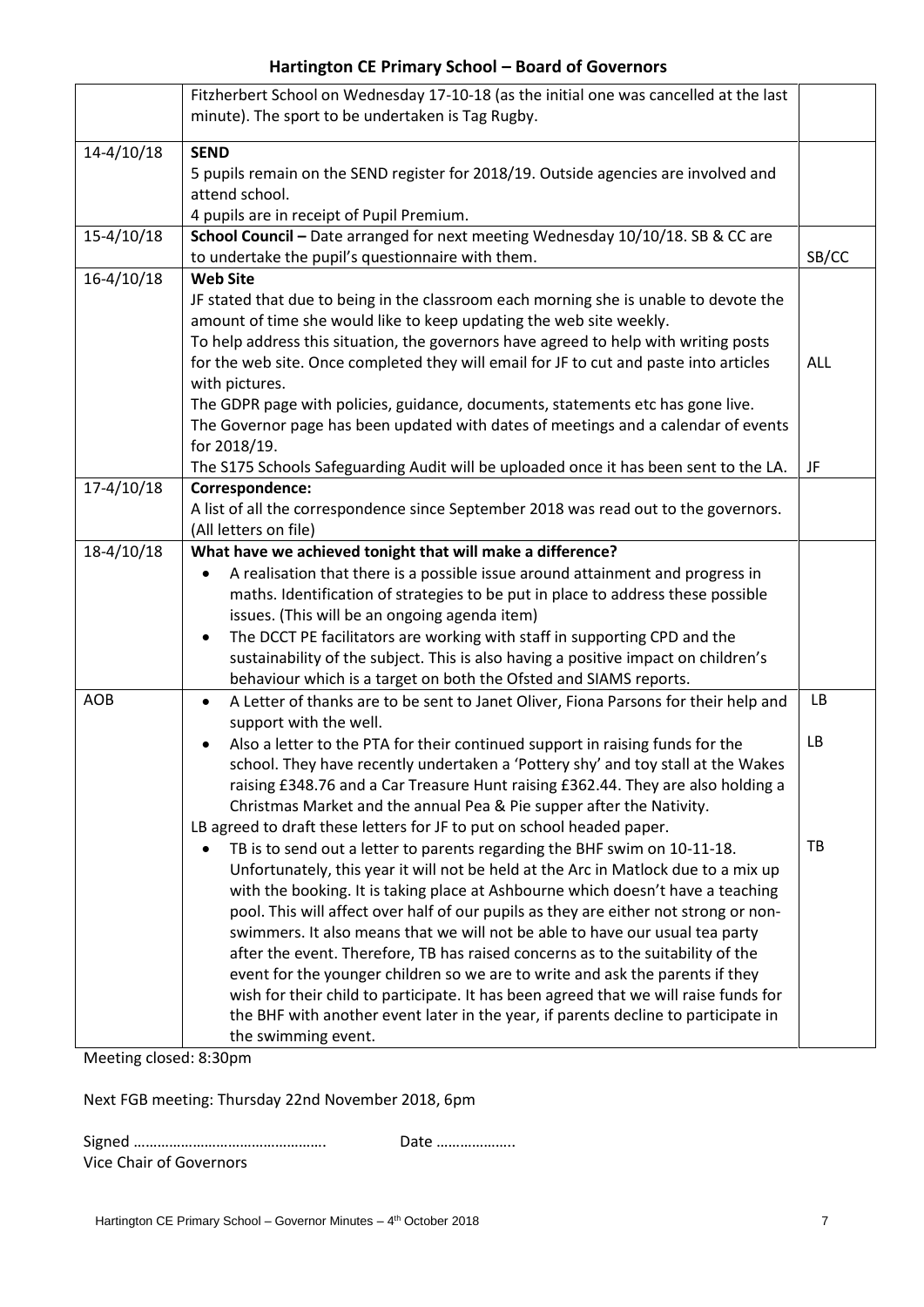| | | |
|---|---|---|
| | Fitzherbert School on Wednesday 17-10-18 (as the initial one was cancelled at the last minute). The sport to be undertaken is Tag Rugby. | |
| 14-4/10/18 | **SEND**<br>5 pupils remain on the SEND register for 2018/19. Outside agencies are involved and attend school.<br>4 pupils are in receipt of Pupil Premium. | |
| 15-4/10/18 | **School Council –** Date arranged for next meeting Wednesday 10/10/18. SB & CC are to undertake the pupil's questionnaire with them. | SB/CC |
| 16-4/10/18 | **Web Site**<br>JF stated that due to being in the classroom each morning she is unable to devote the amount of time she would like to keep updating the web site weekly.<br>To help address this situation, the governors have agreed to help with writing posts for the web site. Once completed they will email for JF to cut and paste into articles with pictures.<br>The GDPR page with policies, guidance, documents, statements etc has gone live.<br>The Governor page has been updated with dates of meetings and a calendar of events for 2018/19.<br>The S175 Schools Safeguarding Audit will be uploaded once it has been sent to the LA. | ALL<br><br>JF |
| 17-4/10/18 | **Correspondence:**<br>A list of all the correspondence since September 2018 was read out to the governors. (All letters on file) | |
| 18-4/10/18 | **What have we achieved tonight that will make a difference?**<br>• A realisation that there is a possible issue around attainment and progress in maths. Identification of strategies to be put in place to address these possible issues. (This will be an ongoing agenda item)<br>• The DCCT PE facilitators are working with staff in supporting CPD and the sustainability of the subject. This is also having a positive impact on children's behaviour which is a target on both the Ofsted and SIAMS reports. | |
| AOB | • A Letter of thanks are to be sent to Janet Oliver, Fiona Parsons for their help and support with the well.<br>• Also a letter to the PTA for their continued support in raising funds for the school. They have recently undertaken a 'Pottery shy' and toy stall at the Wakes raising £348.76 and a Car Treasure Hunt raising £362.44. They are also holding a Christmas Market and the annual Pea & Pie supper after the Nativity.<br>LB agreed to draft these letters for JF to put on school headed paper.<br>• TB is to send out a letter to parents regarding the BHF swim on 10-11-18. Unfortunately, this year it will not be held at the Arc in Matlock due to a mix up with the booking. It is taking place at Ashbourne which doesn't have a teaching pool. This will affect over half of our pupils as they are either not strong or non-swimmers. It also means that we will not be able to have our usual tea party after the event. Therefore, TB has raised concerns as to the suitability of the event for the younger children so we are to write and ask the parents if they wish for their child to participate. It has been agreed that we will raise funds for the BHF with another event later in the year, if parents decline to participate in the swimming event. | LB<br><br>LB<br><br>TB |

Meeting closed: 8:30pm

Next FGB meeting: Thursday 22nd November 2018, 6pm

Signed ………………………………………. Date ………………..

Vice Chair of Governors